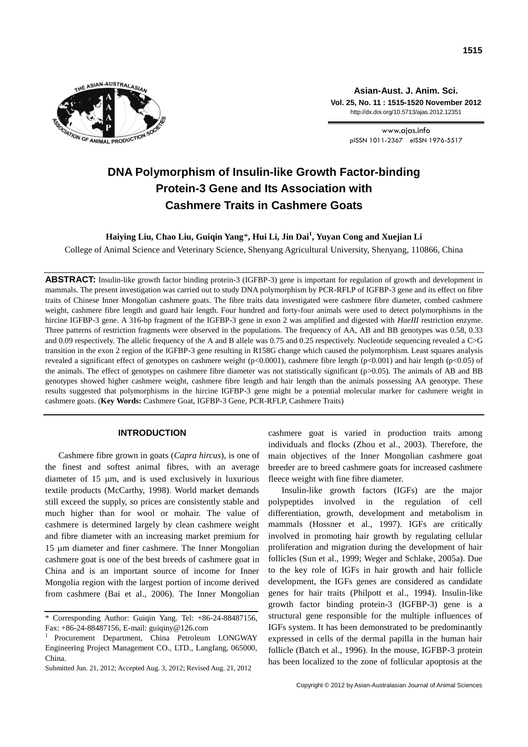# DNA Polymorphism of Insulin-like Growth Factor-binding Protein-3 Gene and Its Association with Cashmere Traits in Cashmere Goats

**Haiying Liu, Chao Liu, Guiqin Yang\*, Hui Li, Jin Dai[1], Yuyan Cong and Xuejian Li**

College of Animal Science and Veterinary Science, Shenyang Agricultural University, Shenyang, 110866, China

**ABSTRACT:** Insulin-like growth factor binding protein-3 (IGFBP-3) gene is important for regulation of growth and development in mammals. The present investigation was carried out to study DNA polymorphism by PCR-RFLP of IGFBP-3 gene and its effect on fibre traits of Chinese Inner Mongolian cashmere goats. The fibre traits data investigated were cashmere fibre diameter, combed cashmere weight, cashmere fibre length and guard hair length. Four hundred and forty-four animals were used to detect polymorphisms in the hircine IGFBP-3 gene. A 316-bp fragment of the IGFBP-3 gene in exon 2 was amplified and digested with *HaeIII* restriction enzyme. Three patterns of restriction fragments were observed in the populations. The frequency of AA, AB and BB genotypes was 0.58, 0.33 and 0.09 respectively. The allelic frequency of the A and B allele was 0.75 and 0.25 respectively. Nucleotide sequencing revealed a C>G transition in the exon 2 region of the IGFBP-3 gene resulting in R158G change which caused the polymorphism. Least squares analysis revealed a significant effect of genotypes on cashmere weight ($p<0.0001$), cashmere fibre length ($p<0.001$) and hair length ($p<0.05$) of the animals. The effect of genotypes on cashmere fibre diameter was not statistically significant ($p>0.05$). The animals of AB and BB genotypes showed higher cashmere weight, cashmere fibre length and hair length than the animals possessing AA genotype. These results suggested that polymorphisms in the hircine IGFBP-3 gene might be a potential molecular marker for cashmere weight in cashmere goats. (**Key Words:** Cashmere Goat, IGFBP-3 Gene, PCR-RFLP, Cashmere Traits)

## INTRODUCTION

Cashmere fibre grown in goats (*Capra hircus*), is one of the finest and softest animal fibres, with an average diameter of 15 μm, and is used exclusively in luxurious textile products (McCarthy, 1998). World market demands still exceed the supply, so prices are consistently stable and much higher than for wool or mohair. The value of cashmere is determined largely by clean cashmere weight and fibre diameter with an increasing market premium for 15 μm diameter and finer cashmere. The Inner Mongolian cashmere goat is one of the best breeds of cashmere goat in China and is an important source of income for Inner Mongolia region with the largest portion of income derived from cashmere (Bai et al., 2006). The Inner Mongolian cashmere goat is varied in production traits among individuals and flocks (Zhou et al., 2003). Therefore, the main objectives of the Inner Mongolian cashmere goat breeder are to breed cashmere goats for increased cashmere fleece weight with fine fibre diameter.

Insulin-like growth factors (IGFs) are the major polypeptides involved in the regulation of cell differentiation, growth, development and metabolism in mammals (Hossner et al., 1997). IGFs are critically involved in promoting hair growth by regulating cellular proliferation and migration during the development of hair follicles (Sun et al., 1999; Weger and Schlake, 2005a). Due to the key role of IGFs in hair growth and hair follicle development, the IGFs genes are considered as candidate genes for hair traits (Philpott et al., 1994). Insulin-like growth factor binding protein-3 (IGFBP-3) gene is a structural gene responsible for the multiple influences of IGFs system. It has been demonstrated to be predominantly expressed in cells of the dermal papilla in the human hair follicle (Batch et al., 1996). In the mouse, IGFBP-3 protein has been localized to the zone of follicular apoptosis at the

\* Corresponding Author: Guiqin Yang. Tel: +86-24-88487156, Fax: +86-24-88487156, E-mail: guiqiny@126.com

[1] Procurement Department, China Petroleum LONGWAY Engineering Project Management CO., LTD., Langfang, 065000, China.

Submitted Jun. 21, 2012; Accepted Aug. 3, 2012; Revised Aug. 21, 2012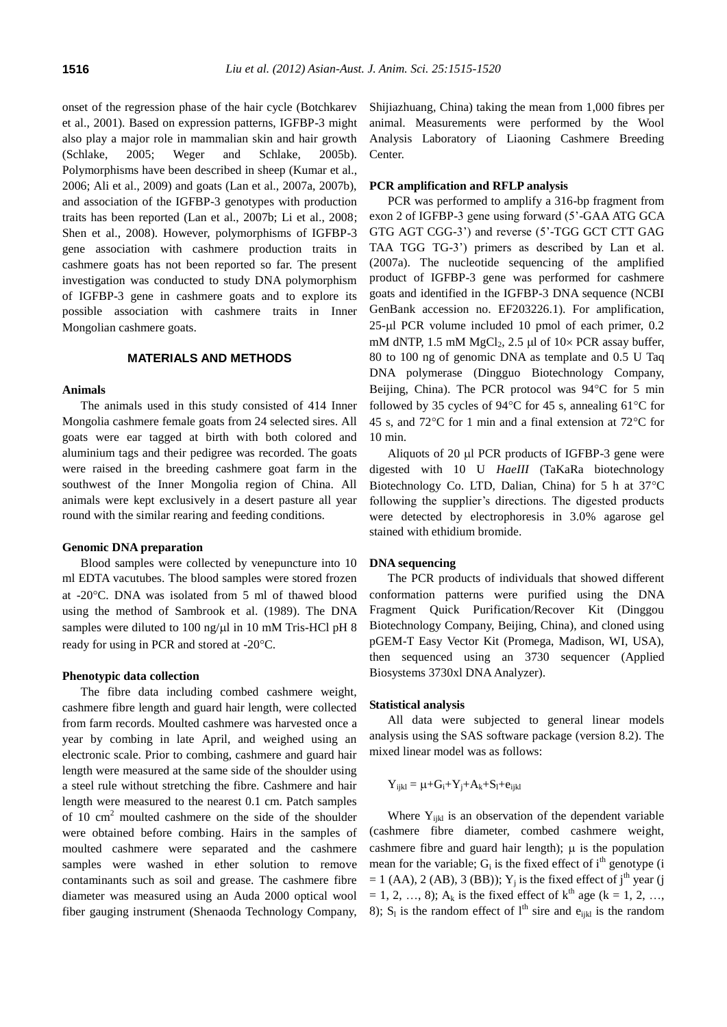onset of the regression phase of the hair cycle (Botchkarev et al., 2001). Based on expression patterns, IGFBP-3 might also play a major role in mammalian skin and hair growth (Schlake, 2005; Weger and Schlake, 2005b). Polymorphisms have been described in sheep (Kumar et al., 2006; Ali et al., 2009) and goats (Lan et al., 2007a, 2007b), and association of the IGFBP-3 genotypes with production traits has been reported (Lan et al., 2007b; Li et al., 2008; Shen et al., 2008). However, polymorphisms of IGFBP-3 gene association with cashmere production traits in cashmere goats has not been reported so far. The present investigation was conducted to study DNA polymorphism of IGFBP-3 gene in cashmere goats and to explore its possible association with cashmere traits in Inner Mongolian cashmere goats.

## MATERIALS AND METHODS

### Animals

The animals used in this study consisted of 414 Inner Mongolia cashmere female goats from 24 selected sires. All goats were ear tagged at birth with both colored and aluminium tags and their pedigree was recorded. The goats were raised in the breeding cashmere goat farm in the southwest of the Inner Mongolia region of China. All animals were kept exclusively in a desert pasture all year round with the similar rearing and feeding conditions.

### Genomic DNA preparation

Blood samples were collected by venepuncture into 10 ml EDTA vacutubes. The blood samples were stored frozen at -20°C. DNA was isolated from 5 ml of thawed blood using the method of Sambrook et al. (1989). The DNA samples were diluted to 100 ng/μl in 10 mM Tris-HCl pH 8 ready for using in PCR and stored at -20°C.

### Phenotypic data collection

The fibre data including combed cashmere weight, cashmere fibre length and guard hair length, were collected from farm records. Moulted cashmere was harvested once a year by combing in late April, and weighed using an electronic scale. Prior to combing, cashmere and guard hair length were measured at the same side of the shoulder using a steel rule without stretching the fibre. Cashmere and hair length were measured to the nearest 0.1 cm. Patch samples of 10 $cm^2$ moulted cashmere on the side of the shoulder were obtained before combing. Hairs in the samples of moulted cashmere were separated and the cashmere samples were washed in ether solution to remove contaminants such as soil and grease. The cashmere fibre diameter was measured using an Auda 2000 optical wool fiber gauging instrument (Shenaoda Technology Company, Shijiazhuang, China) taking the mean from 1,000 fibres per animal. Measurements were performed by the Wool Analysis Laboratory of Liaoning Cashmere Breeding Center.

### PCR amplification and RFLP analysis

PCR was performed to amplify a 316-bp fragment from exon 2 of IGFBP-3 gene using forward (5'-GAA ATG GCA GTG AGT CGG-3') and reverse (5'-TGG GCT CTT GAG TAA TGG TG-3') primers as described by Lan et al. (2007a). The nucleotide sequencing of the amplified product of IGFBP-3 gene was performed for cashmere goats and identified in the IGFBP-3 DNA sequence (NCBI GenBank accession no. EF203226.1). For amplification, 25-μl PCR volume included 10 pmol of each primer, 0.2 mM dNTP, 1.5 mM $MgCl_2$, 2.5 μl of 10× PCR assay buffer, 80 to 100 ng of genomic DNA as template and 0.5 U Taq DNA polymerase (Dingguo Biotechnology Company, Beijing, China). The PCR protocol was 94°C for 5 min followed by 35 cycles of 94°C for 45 s, annealing 61°C for 45 s, and 72°C for 1 min and a final extension at 72°C for 10 min.

Aliquots of 20 μl PCR products of IGFBP-3 gene were digested with 10 U *HaeIII* (TaKaRa biotechnology Biotechnology Co. LTD, Dalian, China) for 5 h at 37°C following the supplier's directions. The digested products were detected by electrophoresis in 3.0% agarose gel stained with ethidium bromide.

### DNA sequencing

The PCR products of individuals that showed different conformation patterns were purified using the DNA Fragment Quick Purification/Recover Kit (Dinggou Biotechnology Company, Beijing, China), and cloned using pGEM-T Easy Vector Kit (Promega, Madison, WI, USA), then sequenced using an 3730 sequencer (Applied Biosystems 3730xl DNA Analyzer).

### Statistical analysis

All data were subjected to general linear models analysis using the SAS software package (version 8.2). The mixed linear model was as follows:

$$Y_{ijkl} = \mu+G_i+Y_j+A_k+S_l+e_{ijkl}$$

Where $Y_{ijkl}$ is an observation of the dependent variable (cashmere fibre diameter, combed cashmere weight, cashmere fibre and guard hair length); $\mu$ is the population mean for the variable; $G_i$ is the fixed effect of $i^{th}$ genotype ($i = 1$ (AA), 2 (AB), 3 (BB)); $Y_j$ is the fixed effect of $j^{th}$ year ($j = 1, 2, \ldots, 8$); $A_k$ is the fixed effect of $k^{th}$ age ($k = 1, 2, \ldots, 8$); $S_l$ is the random effect of $l^{th}$ sire and $e_{ijkl}$ is the random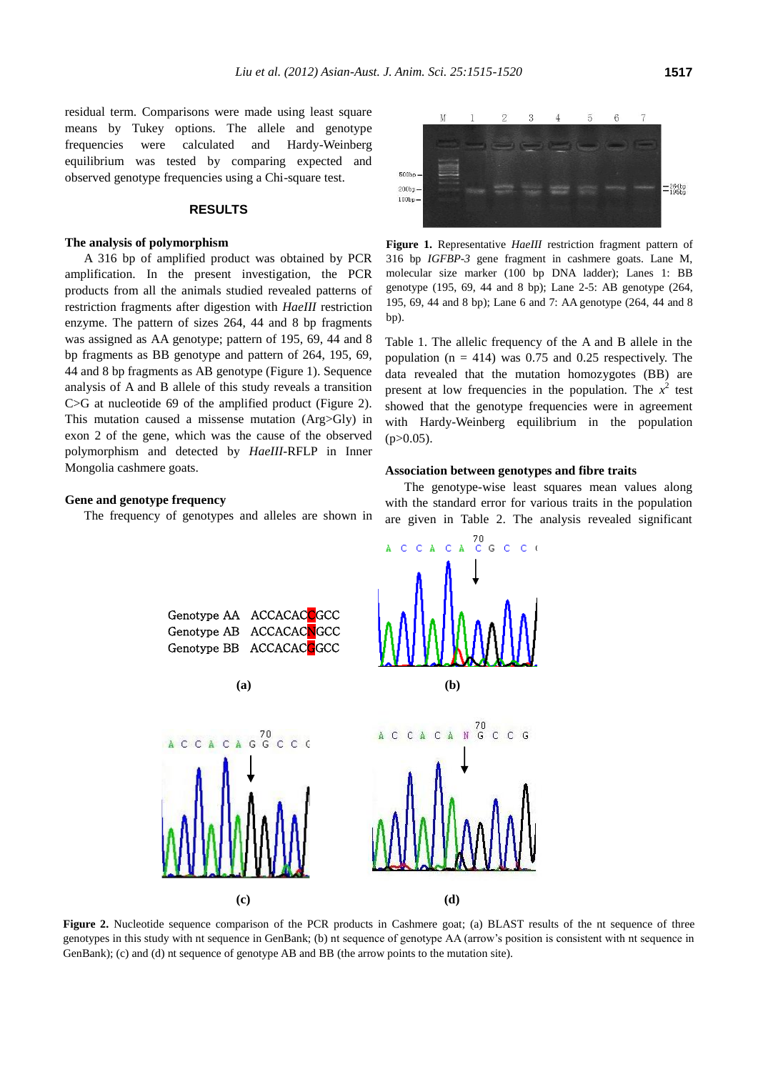residual term. Comparisons were made using least square means by Tukey options. The allele and genotype frequencies were calculated and Hardy-Weinberg equilibrium was tested by comparing expected and observed genotype frequencies using a Chi-square test.

## RESULTS

### The analysis of polymorphism

A 316 bp of amplified product was obtained by PCR amplification. In the present investigation, the PCR products from all the animals studied revealed patterns of restriction fragments after digestion with *HaeIII* restriction enzyme. The pattern of sizes 264, 44 and 8 bp fragments was assigned as AA genotype; pattern of 195, 69, 44 and 8 bp fragments as BB genotype and pattern of 264, 195, 69, 44 and 8 bp fragments as AB genotype (Figure 1). Sequence analysis of A and B allele of this study reveals a transition C>G at nucleotide 69 of the amplified product (Figure 2). This mutation caused a missense mutation (Arg>Gly) in exon 2 of the gene, which was the cause of the observed polymorphism and detected by *HaeIII*-RFLP in Inner Mongolia cashmere goats.

### Gene and genotype frequency

The frequency of genotypes and alleles are shown in Table 1. The allelic frequency of the A and B allele in the population (n = 414) was 0.75 and 0.25 respectively. The data revealed that the mutation homozygotes (BB) are present at low frequencies in the population. The $x^2$ test showed that the genotype frequencies were in agreement with Hardy-Weinberg equilibrium in the population (p>0.05).

**Figure 1.** Representative *HaeIII* restriction fragment pattern of 316 bp *IGFBP-3* gene fragment in cashmere goats. Lane M, molecular size marker (100 bp DNA ladder); Lanes 1: BB genotype (195, 69, 44 and 8 bp); Lane 2-5: AB genotype (264, 195, 69, 44 and 8 bp); Lane 6 and 7: AA genotype (264, 44 and 8 bp).

### Association between genotypes and fibre traits

The genotype-wise least squares mean values along with the standard error for various traits in the population are given in Table 2. The analysis revealed significant

**Figure 2.** Nucleotide sequence comparison of the PCR products in Cashmere goat; (a) BLAST results of the nt sequence of three genotypes in this study with nt sequence in GenBank; (b) nt sequence of genotype AA (arrow's position is consistent with nt sequence in GenBank); (c) and (d) nt sequence of genotype AB and BB (the arrow points to the mutation site).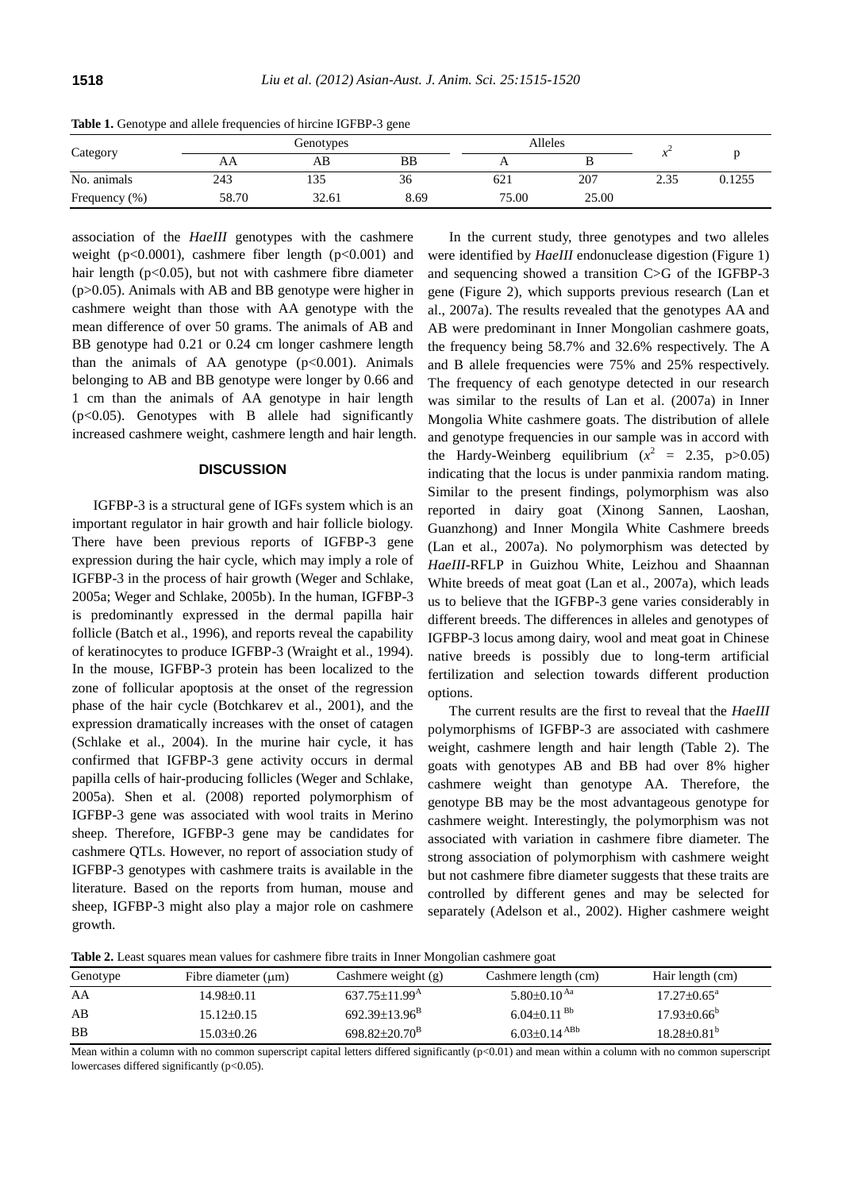**Table 1.** Genotype and allele frequencies of hircine IGFBP-3 gene

| Category | Genotypes | | | Alleles | | $x^2$ | p |
|---|---|---|---|---|---|---|---|
| | AA | AB | BB | A | B | | |
| No. animals | 243 | 135 | 36 | 621 | 207 | 2.35 | 0.1255 |
| Frequency (%) | 58.70 | 32.61 | 8.69 | 75.00 | 25.00 | | |

association of the *HaeIII* genotypes with the cashmere weight ($p<0.0001$), cashmere fiber length ($p<0.001$) and hair length ($p<0.05$), but not with cashmere fibre diameter ($p>0.05$). Animals with AB and BB genotype were higher in cashmere weight than those with AA genotype with the mean difference of over 50 grams. The animals of AB and BB genotype had 0.21 or 0.24 cm longer cashmere length than the animals of AA genotype ($p<0.001$). Animals belonging to AB and BB genotype were longer by 0.66 and 1 cm than the animals of AA genotype in hair length ($p<0.05$). Genotypes with B allele had significantly increased cashmere weight, cashmere length and hair length.

## DISCUSSION

IGFBP-3 is a structural gene of IGFs system which is an important regulator in hair growth and hair follicle biology. There have been previous reports of IGFBP-3 gene expression during the hair cycle, which may imply a role of IGFBP-3 in the process of hair growth (Weger and Schlake, 2005a; Weger and Schlake, 2005b). In the human, IGFBP-3 is predominantly expressed in the dermal papilla hair follicle (Batch et al., 1996), and reports reveal the capability of keratinocytes to produce IGFBP-3 (Wraight et al., 1994). In the mouse, IGFBP-3 protein has been localized to the zone of follicular apoptosis at the onset of the regression phase of the hair cycle (Botchkarev et al., 2001), and the expression dramatically increases with the onset of catagen (Schlake et al., 2004). In the murine hair cycle, it has confirmed that IGFBP-3 gene activity occurs in dermal papilla cells of hair-producing follicles (Weger and Schlake, 2005a). Shen et al. (2008) reported polymorphism of IGFBP-3 gene was associated with wool traits in Merino sheep. Therefore, IGFBP-3 gene may be candidates for cashmere QTLs. However, no report of association study of IGFBP-3 genotypes with cashmere traits is available in the literature. Based on the reports from human, mouse and sheep, IGFBP-3 might also play a major role on cashmere growth.

In the current study, three genotypes and two alleles were identified by *HaeIII* endonuclease digestion (Figure 1) and sequencing showed a transition C>G of the IGFBP-3 gene (Figure 2), which supports previous research (Lan et al., 2007a). The results revealed that the genotypes AA and AB were predominant in Inner Mongolian cashmere goats, the frequency being 58.7% and 32.6% respectively. The A and B allele frequencies were 75% and 25% respectively. The frequency of each genotype detected in our research was similar to the results of Lan et al. (2007a) in Inner Mongolia White cashmere goats. The distribution of allele and genotype frequencies in our sample was in accord with the Hardy-Weinberg equilibrium ($x^2 = 2.35$, $p>0.05$) indicating that the locus is under panmixia random mating. Similar to the present findings, polymorphism was also reported in dairy goat (Xinong Sannen, Laoshan, Guanzhong) and Inner Mongila White Cashmere breeds (Lan et al., 2007a). No polymorphism was detected by *HaeIII*-RFLP in Guizhou White, Leizhou and Shaannan White breeds of meat goat (Lan et al., 2007a), which leads us to believe that the IGFBP-3 gene varies considerably in different breeds. The differences in alleles and genotypes of IGFBP-3 locus among dairy, wool and meat goat in Chinese native breeds is possibly due to long-term artificial fertilization and selection towards different production options.

The current results are the first to reveal that the *HaeIII* polymorphisms of IGFBP-3 are associated with cashmere weight, cashmere length and hair length (Table 2). The goats with genotypes AB and BB had over 8% higher cashmere weight than genotype AA. Therefore, the genotype BB may be the most advantageous genotype for cashmere weight. Interestingly, the polymorphism was not associated with variation in cashmere fibre diameter. The strong association of polymorphism with cashmere weight but not cashmere fibre diameter suggests that these traits are controlled by different genes and may be selected for separately (Adelson et al., 2002). Higher cashmere weight

**Table 2.** Least squares mean values for cashmere fibre traits in Inner Mongolian cashmere goat

| Genotype | Fibre diameter (μm) | Cashmere weight (g) | Cashmere length (cm) | Hair length (cm) |
|---|---|---|---|---|
| AA | 14.98±0.11 | 637.75±11.99$^{A}$ | 5.80±0.10$^{Aa}$ | 17.27±0.65$^{a}$ |
| AB | 15.12±0.15 | 692.39±13.96$^{B}$ | 6.04±0.11$^{Bb}$ | 17.93±0.66$^{b}$ |
| BB | 15.03±0.26 | 698.82±20.70$^{B}$ | 6.03±0.14$^{ABb}$ | 18.28±0.81$^{b}$ |

Mean within a column with no common superscript capital letters differed significantly ($p<0.01$) and mean within a column with no common superscript lowercases differed significantly ($p<0.05$).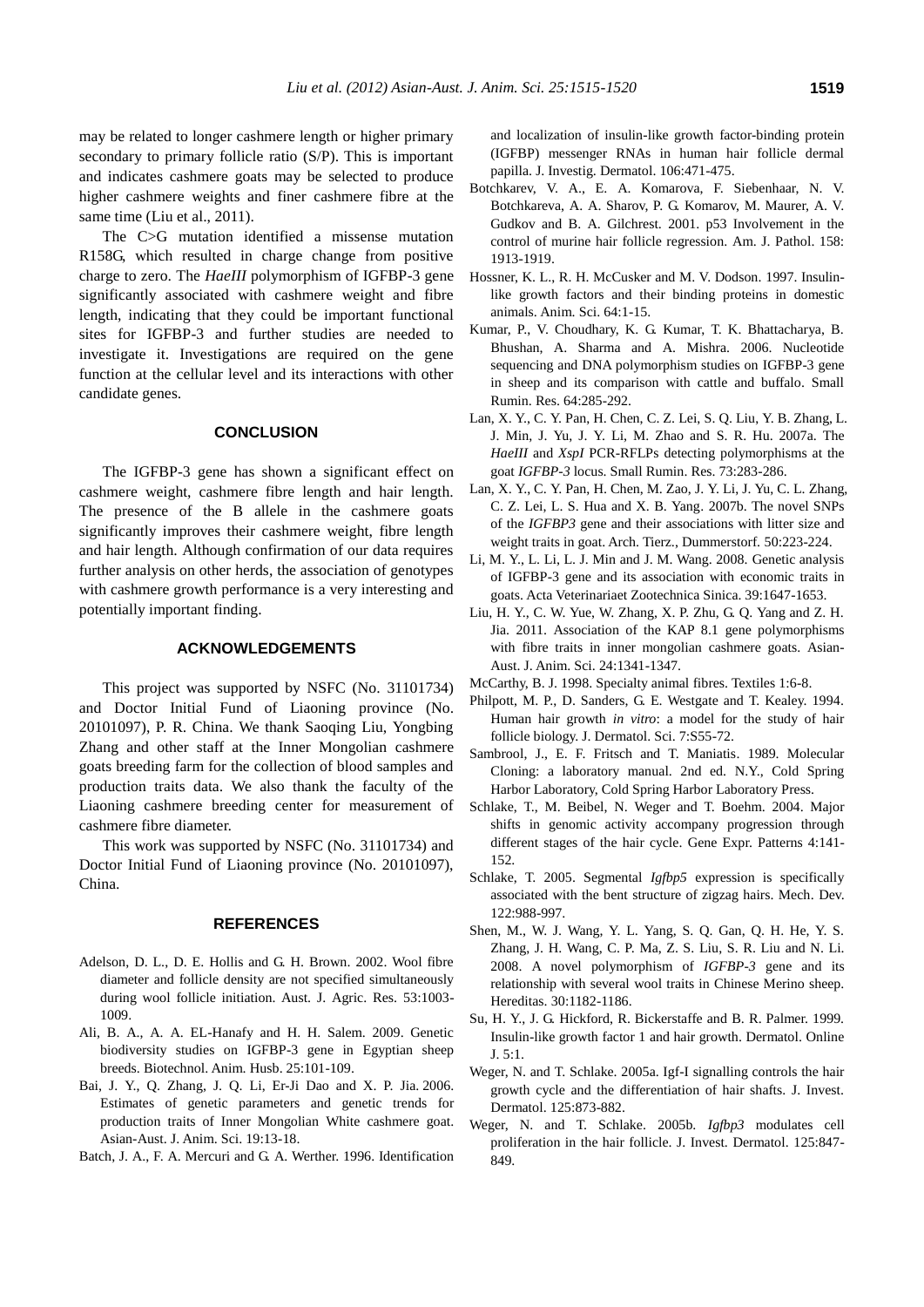may be related to longer cashmere length or higher primary secondary to primary follicle ratio (S/P). This is important and indicates cashmere goats may be selected to produce higher cashmere weights and finer cashmere fibre at the same time (Liu et al., 2011).

The C>G mutation identified a missense mutation R158G, which resulted in charge change from positive charge to zero. The *HaeIII* polymorphism of IGFBP-3 gene significantly associated with cashmere weight and fibre length, indicating that they could be important functional sites for IGFBP-3 and further studies are needed to investigate it. Investigations are required on the gene function at the cellular level and its interactions with other candidate genes.

## CONCLUSION

The IGFBP-3 gene has shown a significant effect on cashmere weight, cashmere fibre length and hair length. The presence of the B allele in the cashmere goats significantly improves their cashmere weight, fibre length and hair length. Although confirmation of our data requires further analysis on other herds, the association of genotypes with cashmere growth performance is a very interesting and potentially important finding.

## ACKNOWLEDGEMENTS

This project was supported by NSFC (No. 31101734) and Doctor Initial Fund of Liaoning province (No. 20101097), P. R. China. We thank Saoqing Liu, Yongbing Zhang and other staff at the Inner Mongolian cashmere goats breeding farm for the collection of blood samples and production traits data. We also thank the faculty of the Liaoning cashmere breeding center for measurement of cashmere fibre diameter.

This work was supported by NSFC (No. 31101734) and Doctor Initial Fund of Liaoning province (No. 20101097), China.

## REFERENCES

Adelson, D. L., D. E. Hollis and G. H. Brown. 2002. Wool fibre diameter and follicle density are not specified simultaneously during wool follicle initiation. Aust. J. Agric. Res. 53:1003-1009.

Ali, B. A., A. A. EL-Hanafy and H. H. Salem. 2009. Genetic biodiversity studies on IGFBP-3 gene in Egyptian sheep breeds. Biotechnol. Anim. Husb. 25:101-109.

Bai, J. Y., Q. Zhang, J. Q. Li, Er-Ji Dao and X. P. Jia. 2006. Estimates of genetic parameters and genetic trends for production traits of Inner Mongolian White cashmere goat. Asian-Aust. J. Anim. Sci. 19:13-18.

Batch, J. A., F. A. Mercuri and G. A. Werther. 1996. Identification and localization of insulin-like growth factor-binding protein (IGFBP) messenger RNAs in human hair follicle dermal papilla. J. Investig. Dermatol. 106:471-475.

Botchkarev, V. A., E. A. Komarova, F. Siebenhaar, N. V. Botchkareva, A. A. Sharov, P. G. Komarov, M. Maurer, A. V. Gudkov and B. A. Gilchrest. 2001. p53 Involvement in the control of murine hair follicle regression. Am. J. Pathol. 158: 1913-1919.

Hossner, K. L., R. H. McCusker and M. V. Dodson. 1997. Insulin-like growth factors and their binding proteins in domestic animals. Anim. Sci. 64:1-15.

Kumar, P., V. Choudhary, K. G. Kumar, T. K. Bhattacharya, B. Bhushan, A. Sharma and A. Mishra. 2006. Nucleotide sequencing and DNA polymorphism studies on IGFBP-3 gene in sheep and its comparison with cattle and buffalo. Small Rumin. Res. 64:285-292.

Lan, X. Y., C. Y. Pan, H. Chen, C. Z. Lei, S. Q. Liu, Y. B. Zhang, L. J. Min, J. Yu, J. Y. Li, M. Zhao and S. R. Hu. 2007a. The *HaeIII* and *XspI* PCR-RFLPs detecting polymorphisms at the goat *IGFBP-3* locus. Small Rumin. Res. 73:283-286.

Lan, X. Y., C. Y. Pan, H. Chen, M. Zao, J. Y. Li, J. Yu, C. L. Zhang, C. Z. Lei, L. S. Hua and X. B. Yang. 2007b. The novel SNPs of the *IGFBP3* gene and their associations with litter size and weight traits in goat. Arch. Tierz., Dummerstorf. 50:223-224.

Li, M. Y., L. Li, L. J. Min and J. M. Wang. 2008. Genetic analysis of IGFBP-3 gene and its association with economic traits in goats. Acta Veterinariaet Zootechnica Sinica. 39:1647-1653.

Liu, H. Y., C. W. Yue, W. Zhang, X. P. Zhu, G. Q. Yang and Z. H. Jia. 2011. Association of the KAP 8.1 gene polymorphisms with fibre traits in inner mongolian cashmere goats. Asian-Aust. J. Anim. Sci. 24:1341-1347.

McCarthy, B. J. 1998. Specialty animal fibres. Textiles 1:6-8.

Philpott, M. P., D. Sanders, G. E. Westgate and T. Kealey. 1994. Human hair growth *in vitro*: a model for the study of hair follicle biology. J. Dermatol. Sci. 7:S55-72.

Sambrool, J., E. F. Fritsch and T. Maniatis. 1989. Molecular Cloning: a laboratory manual. 2nd ed. N.Y., Cold Spring Harbor Laboratory, Cold Spring Harbor Laboratory Press.

Schlake, T., M. Beibel, N. Weger and T. Boehm. 2004. Major shifts in genomic activity accompany progression through different stages of the hair cycle. Gene Expr. Patterns 4:141-152.

Schlake, T. 2005. Segmental *Igfbp5* expression is specifically associated with the bent structure of zigzag hairs. Mech. Dev. 122:988-997.

Shen, M., W. J. Wang, Y. L. Yang, S. Q. Gan, Q. H. He, Y. S. Zhang, J. H. Wang, C. P. Ma, Z. S. Liu, S. R. Liu and N. Li. 2008. A novel polymorphism of *IGFBP-3* gene and its relationship with several wool traits in Chinese Merino sheep. Hereditas. 30:1182-1186.

Su, H. Y., J. G. Hickford, R. Bickerstaffe and B. R. Palmer. 1999. Insulin-like growth factor 1 and hair growth. Dermatol. Online J. 5:1.

Weger, N. and T. Schlake. 2005a. Igf-I signalling controls the hair growth cycle and the differentiation of hair shafts. J. Invest. Dermatol. 125:873-882.

Weger, N. and T. Schlake. 2005b. *Igfbp3* modulates cell proliferation in the hair follicle. J. Invest. Dermatol. 125:847-849.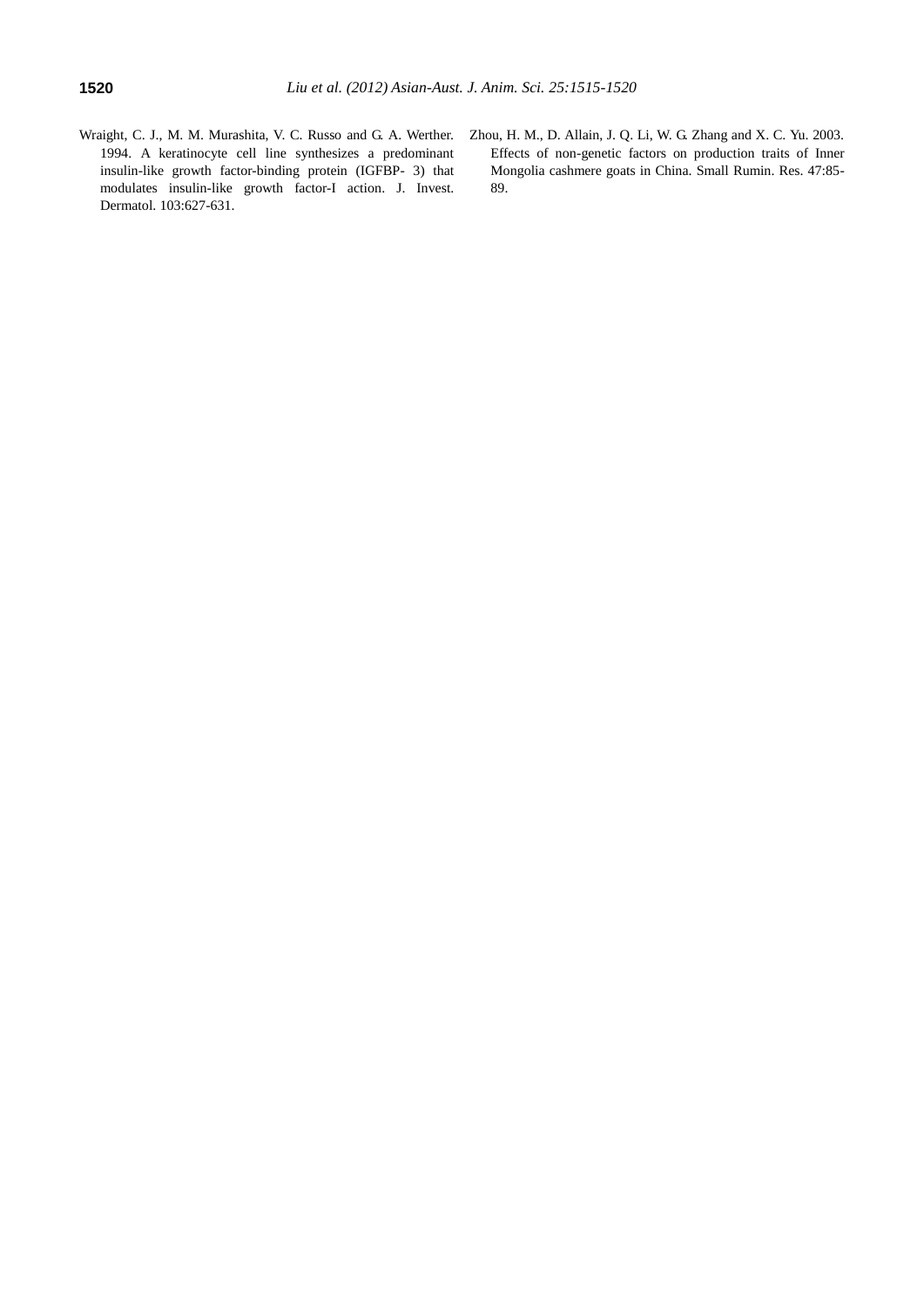Wraight, C. J., M. M. Murashita, V. C. Russo and G. A. Werther. 1994. A keratinocyte cell line synthesizes a predominant insulin-like growth factor-binding protein (IGFBP- 3) that modulates insulin-like growth factor-I action. J. Invest. Dermatol. 103:627-631.

Zhou, H. M., D. Allain, J. Q. Li, W. G. Zhang and X. C. Yu. 2003. Effects of non-genetic factors on production traits of Inner Mongolia cashmere goats in China. Small Rumin. Res. 47:85-89.